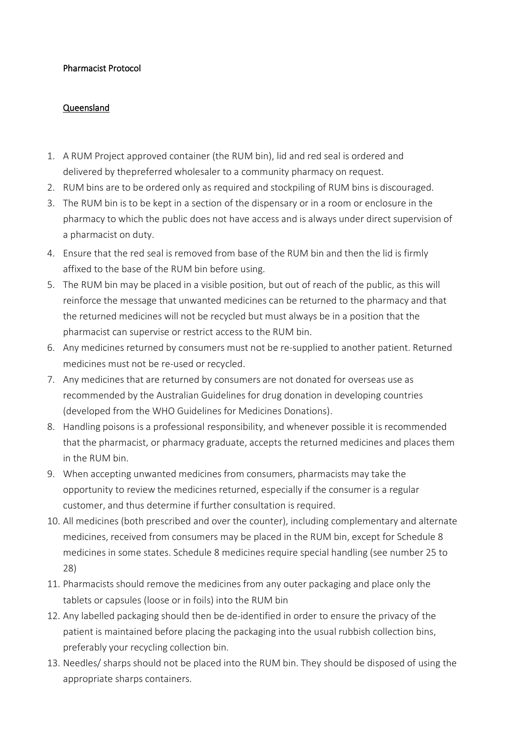**Pharmacist Protocol**

**Queensland**

1. A RUM Project approved container (the RUM bin), lid and red seal is ordered and delivered by thepreferred wholesaler to a community pharmacy on request.
2. RUM bins are to be ordered only as required and stockpiling of RUM bins is discouraged.
3. The RUM bin is to be kept in a section of the dispensary or in a room or enclosure in the pharmacy to which the public does not have access and is always under direct supervision of a pharmacist on duty.
4. Ensure that the red seal is removed from base of the RUM bin and then the lid is firmly affixed to the base of the RUM bin before using.
5. The RUM bin may be placed in a visible position, but out of reach of the public, as this will reinforce the message that unwanted medicines can be returned to the pharmacy and that the returned medicines will not be recycled but must always be in a position that the pharmacist can supervise or restrict access to the RUM bin.
6. Any medicines returned by consumers must not be re-supplied to another patient. Returned medicines must not be re-used or recycled.
7. Any medicines that are returned by consumers are not donated for overseas use as recommended by the Australian Guidelines for drug donation in developing countries (developed from the WHO Guidelines for Medicines Donations).
8. Handling poisons is a professional responsibility, and whenever possible it is recommended that the pharmacist, or pharmacy graduate, accepts the returned medicines and places them in the RUM bin.
9. When accepting unwanted medicines from consumers, pharmacists may take the opportunity to review the medicines returned, especially if the consumer is a regular customer, and thus determine if further consultation is required.
10. All medicines (both prescribed and over the counter), including complementary and alternate medicines, received from consumers may be placed in the RUM bin, except for Schedule 8 medicines in some states. Schedule 8 medicines require special handling (see number 25 to 28)
11. Pharmacists should remove the medicines from any outer packaging and place only the tablets or capsules (loose or in foils) into the RUM bin
12. Any labelled packaging should then be de-identified in order to ensure the privacy of the patient is maintained before placing the packaging into the usual rubbish collection bins, preferably your recycling collection bin.
13. Needles/ sharps should not be placed into the RUM bin. They should be disposed of using the appropriate sharps containers.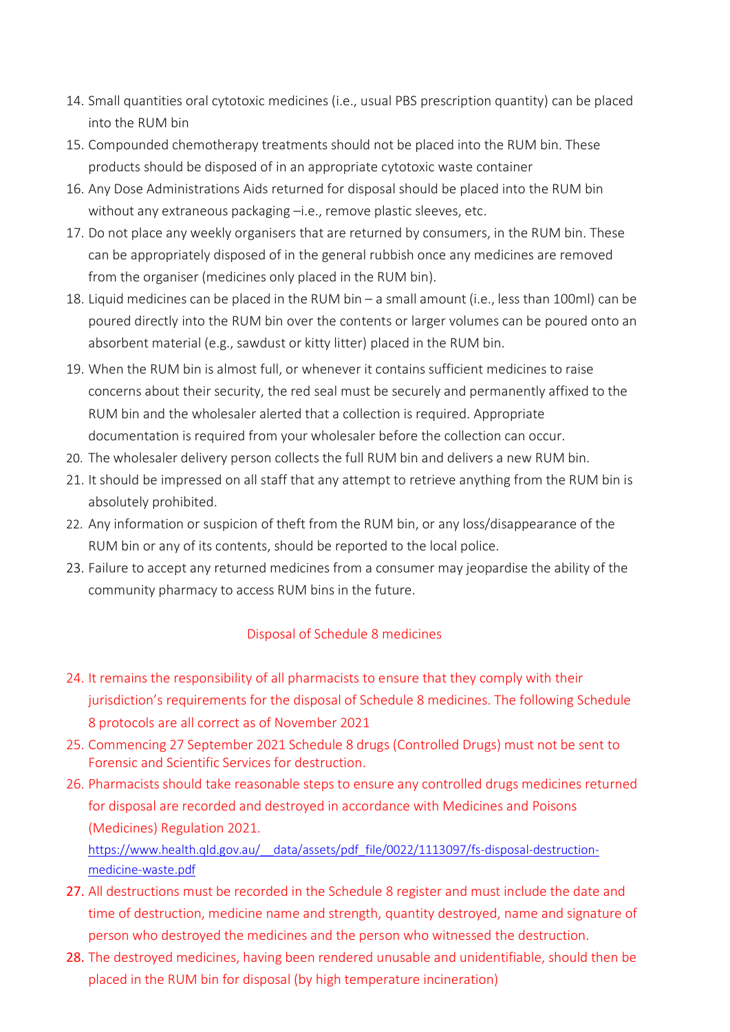14. Small quantities oral cytotoxic medicines (i.e., usual PBS prescription quantity) can be placed into the RUM bin
15. Compounded chemotherapy treatments should not be placed into the RUM bin. These products should be disposed of in an appropriate cytotoxic waste container
16. Any Dose Administrations Aids returned for disposal should be placed into the RUM bin without any extraneous packaging –i.e., remove plastic sleeves, etc.
17. Do not place any weekly organisers that are returned by consumers, in the RUM bin. These can be appropriately disposed of in the general rubbish once any medicines are removed from the organiser (medicines only placed in the RUM bin).
18. Liquid medicines can be placed in the RUM bin – a small amount (i.e., less than 100ml) can be poured directly into the RUM bin over the contents or larger volumes can be poured onto an absorbent material (e.g., sawdust or kitty litter) placed in the RUM bin.
19. When the RUM bin is almost full, or whenever it contains sufficient medicines to raise concerns about their security, the red seal must be securely and permanently affixed to the RUM bin and the wholesaler alerted that a collection is required. Appropriate documentation is required from your wholesaler before the collection can occur.
20. The wholesaler delivery person collects the full RUM bin and delivers a new RUM bin.
21. It should be impressed on all staff that any attempt to retrieve anything from the RUM bin is absolutely prohibited.
22. Any information or suspicion of theft from the RUM bin, or any loss/disappearance of the RUM bin or any of its contents, should be reported to the local police.
23. Failure to accept any returned medicines from a consumer may jeopardise the ability of the community pharmacy to access RUM bins in the future.

## Disposal of Schedule 8 medicines

24. It remains the responsibility of all pharmacists to ensure that they comply with their jurisdiction's requirements for the disposal of Schedule 8 medicines. The following Schedule 8 protocols are all correct as of November 2021
25. Commencing 27 September 2021 Schedule 8 drugs (Controlled Drugs) must not be sent to Forensic and Scientific Services for destruction.
26. Pharmacists should take reasonable steps to ensure any controlled drugs medicines returned for disposal are recorded and destroyed in accordance with Medicines and Poisons (Medicines) Regulation 2021.
    https://www.health.qld.gov.au/__data/assets/pdf_file/0022/1113097/fs-disposal-destruction-medicine-waste.pdf
27. All destructions must be recorded in the Schedule 8 register and must include the date and time of destruction, medicine name and strength, quantity destroyed, name and signature of person who destroyed the medicines and the person who witnessed the destruction.
28. The destroyed medicines, having been rendered unusable and unidentifiable, should then be placed in the RUM bin for disposal (by high temperature incineration)